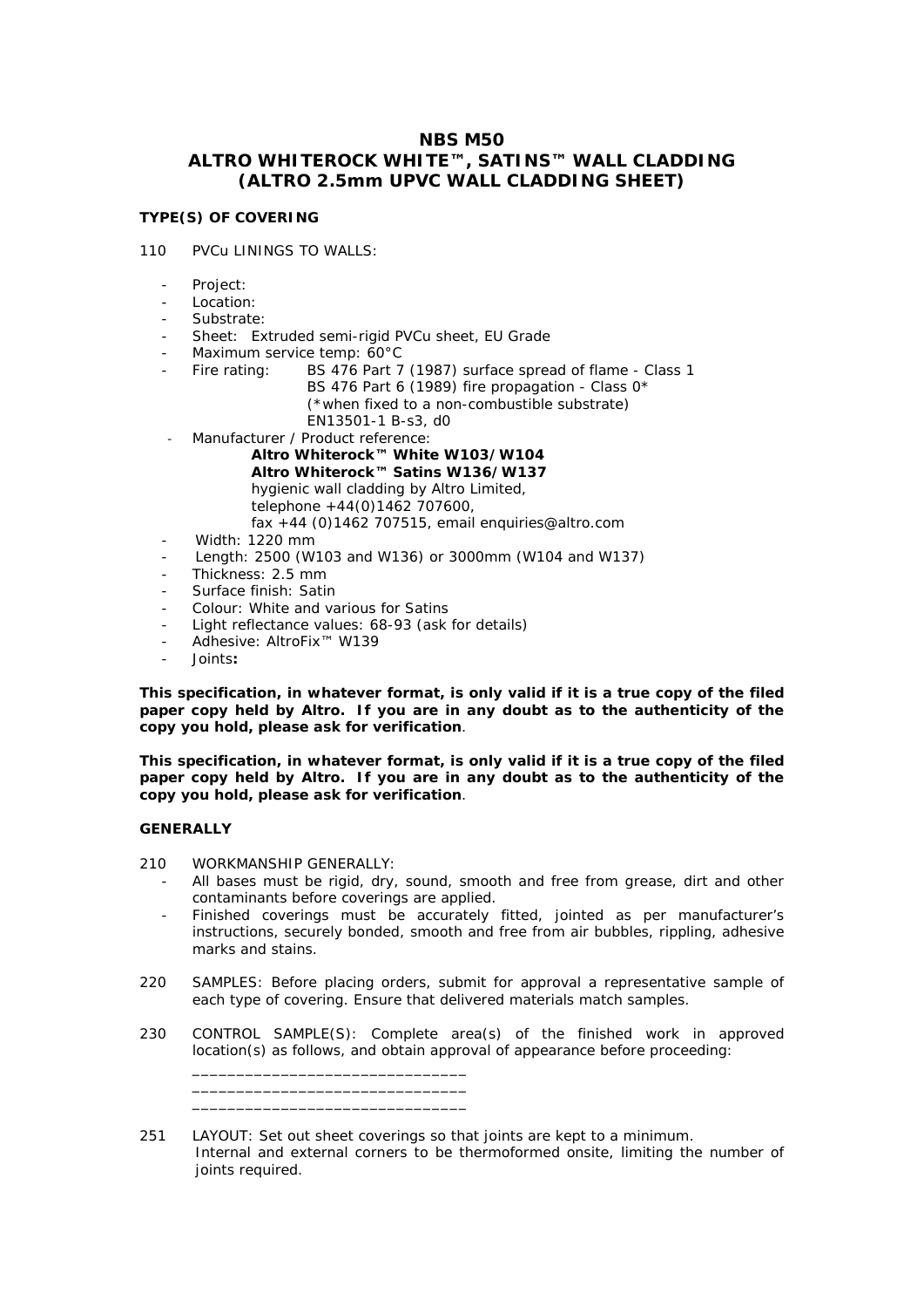# NBS M50
# ALTRO WHITEROCK WHITE™, SATINS™ WALL CLADDING
# (ALTRO 2.5mm UPVC WALL CLADDING SHEET)

**TYPE(S) OF COVERING**

110 PVCu LININGS TO WALLS:

- Project:
- Location:
- Substrate:
- Sheet: Extruded semi-rigid PVCu sheet, EU Grade
- Maximum service temp: 60°C
- Fire rating: BS 476 Part 7 (1987) surface spread of flame - Class 1
  BS 476 Part 6 (1989) fire propagation - Class 0*
  (*when fixed to a non-combustible substrate)
  EN13501-1 B-s3, d0
- Manufacturer / Product reference:
  **Altro Whiterock™ White W103/W104**
  **Altro Whiterock™ Satins W136/W137**
  hygienic wall cladding by Altro Limited,
  telephone +44(0)1462 707600,
  fax +44 (0)1462 707515, email enquiries@altro.com
- Width: 1220 mm
- Length: 2500 (W103 and W136) or 3000mm (W104 and W137)
- Thickness: 2.5 mm
- Surface finish: Satin
- Colour: White and various for Satins
- Light reflectance values: 68-93 (ask for details)
- Adhesive: AltroFix™ W139
- Joints**:**

**This specification, in whatever format, is only valid if it is a true copy of the filed paper copy held by Altro. If you are in any doubt as to the authenticity of the copy you hold, please ask for verification**.

**This specification, in whatever format, is only valid if it is a true copy of the filed paper copy held by Altro. If you are in any doubt as to the authenticity of the copy you hold, please ask for verification**.

**GENERALLY**

210 WORKMANSHIP GENERALLY:
- All bases must be rigid, dry, sound, smooth and free from grease, dirt and other contaminants before coverings are applied.
- Finished coverings must be accurately fitted, jointed as per manufacturer's instructions, securely bonded, smooth and free from air bubbles, rippling, adhesive marks and stains.

220 SAMPLES: Before placing orders, submit for approval a representative sample of each type of covering. Ensure that delivered materials match samples.

230 CONTROL SAMPLE(S): Complete area(s) of the finished work in approved location(s) as follows, and obtain approval of appearance before proceeding:

_______________________________
_______________________________
_______________________________

251 LAYOUT: Set out sheet coverings so that joints are kept to a minimum.
Internal and external corners to be thermoformed onsite, limiting the number of joints required.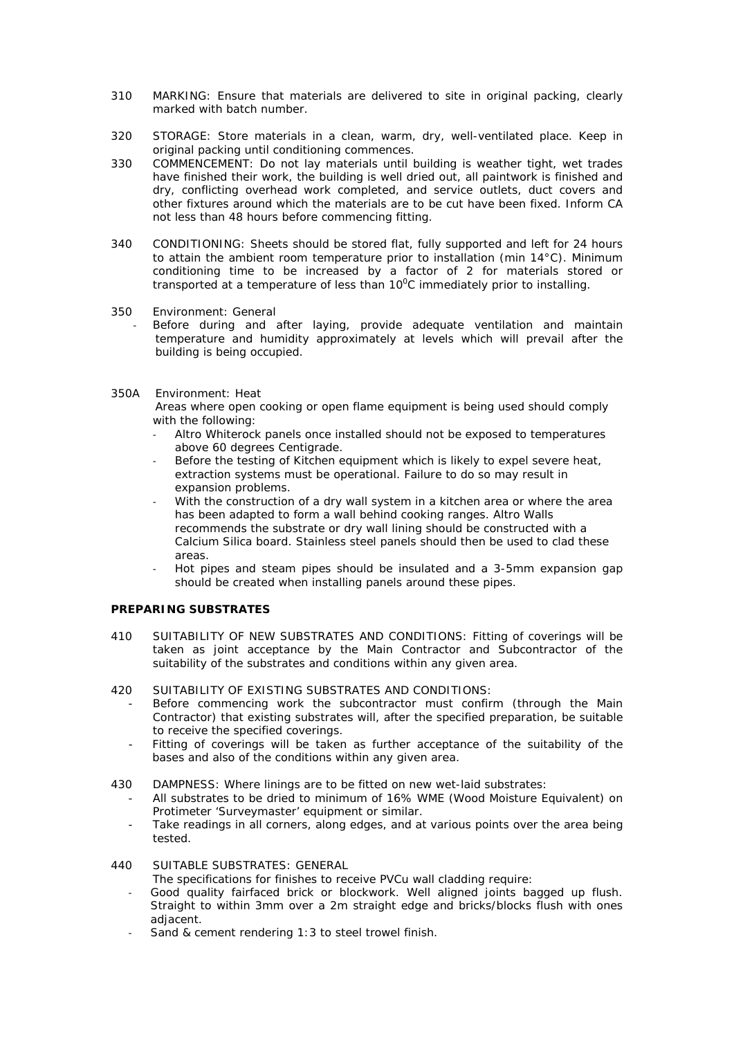310 MARKING: Ensure that materials are delivered to site in original packing, clearly marked with batch number.

320 STORAGE: Store materials in a clean, warm, dry, well-ventilated place. Keep in original packing until conditioning commences.

330 COMMENCEMENT: Do not lay materials until building is weather tight, wet trades have finished their work, the building is well dried out, all paintwork is finished and dry, conflicting overhead work completed, and service outlets, duct covers and other fixtures around which the materials are to be cut have been fixed. Inform CA not less than 48 hours before commencing fitting.

340 CONDITIONING: Sheets should be stored flat, fully supported and left for 24 hours to attain the ambient room temperature prior to installation (min 14°C). Minimum conditioning time to be increased by a factor of 2 for materials stored or transported at a temperature of less than 10°C immediately prior to installing.

350 Environment: General

- Before during and after laying, provide adequate ventilation and maintain temperature and humidity approximately at levels which will prevail after the building is being occupied.

350A Environment: Heat

Areas where open cooking or open flame equipment is being used should comply with the following:

- Altro Whiterock panels once installed should not be exposed to temperatures above 60 degrees Centigrade.
- Before the testing of Kitchen equipment which is likely to expel severe heat, extraction systems must be operational. Failure to do so may result in expansion problems.
- With the construction of a dry wall system in a kitchen area or where the area has been adapted to form a wall behind cooking ranges. Altro Walls recommends the substrate or dry wall lining should be constructed with a Calcium Silica board. Stainless steel panels should then be used to clad these areas.
- Hot pipes and steam pipes should be insulated and a 3-5mm expansion gap should be created when installing panels around these pipes.

**PREPARING SUBSTRATES**

410 SUITABILITY OF NEW SUBSTRATES AND CONDITIONS: Fitting of coverings will be taken as joint acceptance by the Main Contractor and Subcontractor of the suitability of the substrates and conditions within any given area.

420 SUITABILITY OF EXISTING SUBSTRATES AND CONDITIONS:

- Before commencing work the subcontractor must confirm (through the Main Contractor) that existing substrates will, after the specified preparation, be suitable to receive the specified coverings.
- Fitting of coverings will be taken as further acceptance of the suitability of the bases and also of the conditions within any given area.

430 DAMPNESS: Where linings are to be fitted on new wet-laid substrates:

- All substrates to be dried to minimum of 16% WME (Wood Moisture Equivalent) on Protimeter 'Surveymaster' equipment or similar.
- Take readings in all corners, along edges, and at various points over the area being tested.

440 SUITABLE SUBSTRATES: GENERAL

The specifications for finishes to receive PVCu wall cladding require:

- Good quality fairfaced brick or blockwork. Well aligned joints bagged up flush. Straight to within 3mm over a 2m straight edge and bricks/blocks flush with ones adjacent.
- Sand & cement rendering 1:3 to steel trowel finish.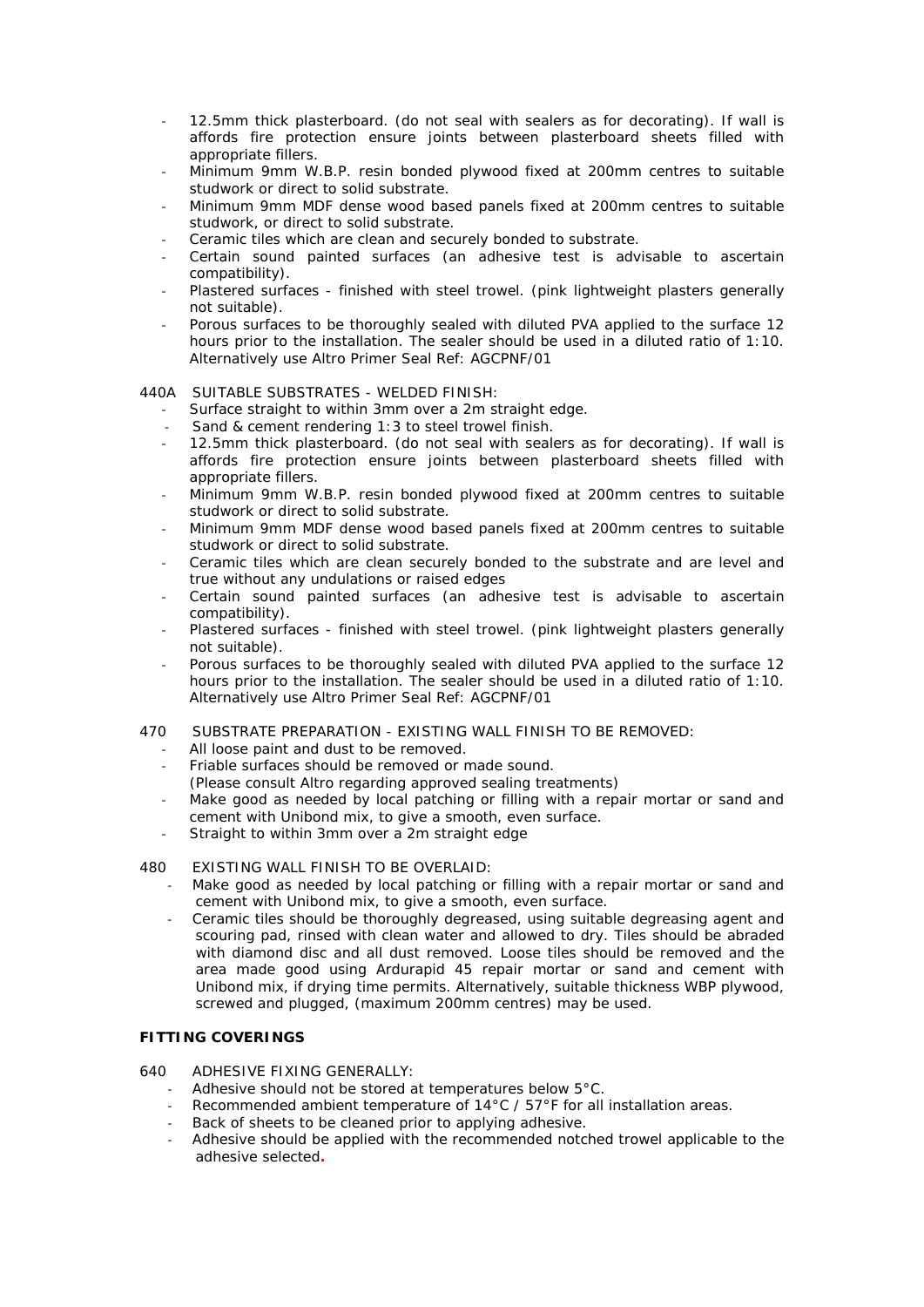- 12.5mm thick plasterboard. (do not seal with sealers as for decorating). If wall is affords fire protection ensure joints between plasterboard sheets filled with appropriate fillers.
- Minimum 9mm W.B.P. resin bonded plywood fixed at 200mm centres to suitable studwork or direct to solid substrate.
- Minimum 9mm MDF dense wood based panels fixed at 200mm centres to suitable studwork, or direct to solid substrate.
- Ceramic tiles which are clean and securely bonded to substrate.
- Certain sound painted surfaces (an adhesive test is advisable to ascertain compatibility).
- Plastered surfaces - finished with steel trowel. (pink lightweight plasters generally not suitable).
- Porous surfaces to be thoroughly sealed with diluted PVA applied to the surface 12 hours prior to the installation. The sealer should be used in a diluted ratio of 1:10. Alternatively use Altro Primer Seal Ref: AGCPNF/01

440A SUITABLE SUBSTRATES - WELDED FINISH:

- Surface straight to within 3mm over a 2m straight edge.
- Sand & cement rendering 1:3 to steel trowel finish.
- 12.5mm thick plasterboard. (do not seal with sealers as for decorating). If wall is affords fire protection ensure joints between plasterboard sheets filled with appropriate fillers.
- Minimum 9mm W.B.P. resin bonded plywood fixed at 200mm centres to suitable studwork or direct to solid substrate.
- Minimum 9mm MDF dense wood based panels fixed at 200mm centres to suitable studwork or direct to solid substrate.
- Ceramic tiles which are clean securely bonded to the substrate and are level and true without any undulations or raised edges
- Certain sound painted surfaces (an adhesive test is advisable to ascertain compatibility).
- Plastered surfaces - finished with steel trowel. (pink lightweight plasters generally not suitable).
- Porous surfaces to be thoroughly sealed with diluted PVA applied to the surface 12 hours prior to the installation. The sealer should be used in a diluted ratio of 1:10. Alternatively use Altro Primer Seal Ref: AGCPNF/01

470 SUBSTRATE PREPARATION - EXISTING WALL FINISH TO BE REMOVED:

- All loose paint and dust to be removed.
- Friable surfaces should be removed or made sound.
  (Please consult Altro regarding approved sealing treatments)
- Make good as needed by local patching or filling with a repair mortar or sand and cement with Unibond mix, to give a smooth, even surface.
- Straight to within 3mm over a 2m straight edge

480 EXISTING WALL FINISH TO BE OVERLAID:

- Make good as needed by local patching or filling with a repair mortar or sand and cement with Unibond mix, to give a smooth, even surface.
- Ceramic tiles should be thoroughly degreased, using suitable degreasing agent and scouring pad, rinsed with clean water and allowed to dry. Tiles should be abraded with diamond disc and all dust removed. Loose tiles should be removed and the area made good using Ardurapid 45 repair mortar or sand and cement with Unibond mix, if drying time permits. Alternatively, suitable thickness WBP plywood, screwed and plugged, (maximum 200mm centres) may be used.

**FITTING COVERINGS**

640 ADHESIVE FIXING GENERALLY:

- Adhesive should not be stored at temperatures below 5°C.
- Recommended ambient temperature of 14°C / 57°F for all installation areas.
- Back of sheets to be cleaned prior to applying adhesive.
- Adhesive should be applied with the recommended notched trowel applicable to the adhesive selected.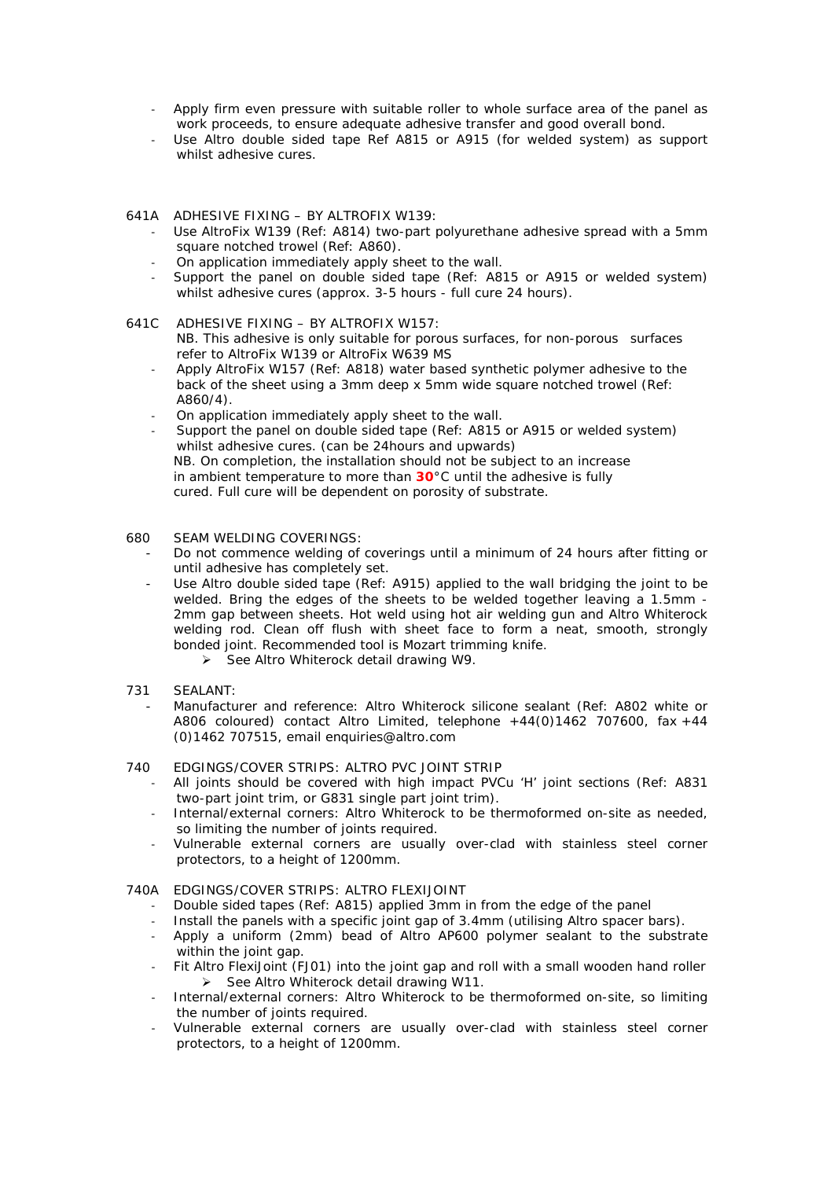- Apply firm even pressure with suitable roller to whole surface area of the panel as work proceeds, to ensure adequate adhesive transfer and good overall bond.
- Use Altro double sided tape Ref A815 or A915 (for welded system) as support whilst adhesive cures.

641A ADHESIVE FIXING – BY ALTROFIX W139:

- Use AltroFix W139 (Ref: A814) two-part polyurethane adhesive spread with a 5mm square notched trowel (Ref: A860).
- On application immediately apply sheet to the wall.
- Support the panel on double sided tape (Ref: A815 or A915 or welded system) whilst adhesive cures (approx. 3-5 hours - full cure 24 hours).

641C ADHESIVE FIXING – BY ALTROFIX W157:

NB. This adhesive is only suitable for porous surfaces, for non-porous surfaces refer to AltroFix W139 or AltroFix W639 MS

- Apply AltroFix W157 (Ref: A818) water based synthetic polymer adhesive to the back of the sheet using a 3mm deep x 5mm wide square notched trowel (Ref: A860/4).
- On application immediately apply sheet to the wall.
- Support the panel on double sided tape (Ref: A815 or A915 or welded system) whilst adhesive cures. (can be 24hours and upwards)

NB. On completion, the installation should not be subject to an increase in ambient temperature to more than **30**°C until the adhesive is fully cured. Full cure will be dependent on porosity of substrate.

680 SEAM WELDING COVERINGS:

- Do not commence welding of coverings until a minimum of 24 hours after fitting or until adhesive has completely set.
- Use Altro double sided tape (Ref: A915) applied to the wall bridging the joint to be welded. Bring the edges of the sheets to be welded together leaving a 1.5mm - 2mm gap between sheets. Hot weld using hot air welding gun and Altro Whiterock welding rod. Clean off flush with sheet face to form a neat, smooth, strongly bonded joint. Recommended tool is Mozart trimming knife.
  - ➢ See Altro Whiterock detail drawing W9.

731 SEALANT:

- Manufacturer and reference: Altro Whiterock silicone sealant (Ref: A802 white or A806 coloured) contact Altro Limited, telephone +44(0)1462 707600, fax +44 (0)1462 707515, email enquiries@altro.com

740 EDGINGS/COVER STRIPS: ALTRO PVC JOINT STRIP

- All joints should be covered with high impact PVCu 'H' joint sections (Ref: A831 two-part joint trim, or G831 single part joint trim).
- Internal/external corners: Altro Whiterock to be thermoformed on-site as needed, so limiting the number of joints required.
- Vulnerable external corners are usually over-clad with stainless steel corner protectors, to a height of 1200mm.

740A EDGINGS/COVER STRIPS: ALTRO FLEXIJOINT

- Double sided tapes (Ref: A815) applied 3mm in from the edge of the panel
- Install the panels with a specific joint gap of 3.4mm (utilising Altro spacer bars).
- Apply a uniform (2mm) bead of Altro AP600 polymer sealant to the substrate within the joint gap.
- Fit Altro FlexiJoint (FJ01) into the joint gap and roll with a small wooden hand roller
  - ➢ See Altro Whiterock detail drawing W11.
- Internal/external corners: Altro Whiterock to be thermoformed on-site, so limiting the number of joints required.
- Vulnerable external corners are usually over-clad with stainless steel corner protectors, to a height of 1200mm.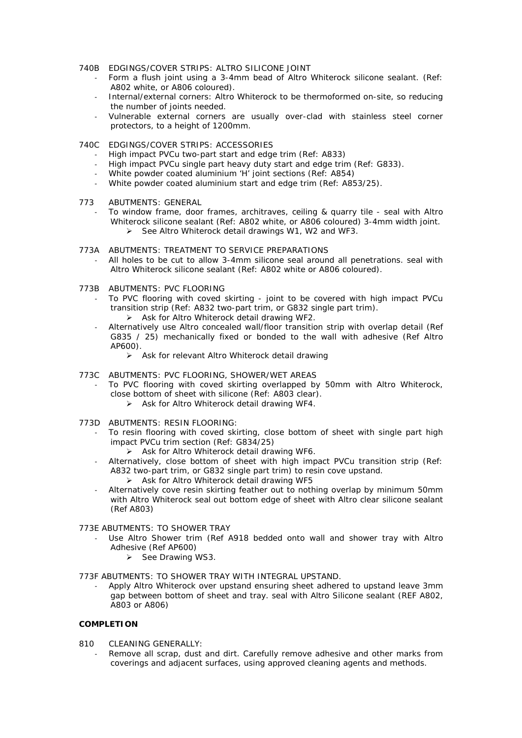740B EDGINGS/COVER STRIPS: ALTRO SILICONE JOINT

- Form a flush joint using a 3-4mm bead of Altro Whiterock silicone sealant. (Ref: A802 white, or A806 coloured).
- Internal/external corners: Altro Whiterock to be thermoformed on-site, so reducing the number of joints needed.
- Vulnerable external corners are usually over-clad with stainless steel corner protectors, to a height of 1200mm.

740C EDGINGS/COVER STRIPS: ACCESSORIES

- High impact PVCu two-part start and edge trim (Ref: A833)
- High impact PVCu single part heavy duty start and edge trim (Ref: G833).
- White powder coated aluminium 'H' joint sections (Ref: A854)
- White powder coated aluminium start and edge trim (Ref: A853/25).

773 ABUTMENTS: GENERAL

- To window frame, door frames, architraves, ceiling & quarry tile - seal with Altro Whiterock silicone sealant (Ref: A802 white, or A806 coloured) 3-4mm width joint.
    - ➢ See Altro Whiterock detail drawings W1, W2 and WF3.

773A ABUTMENTS: TREATMENT TO SERVICE PREPARATIONS

- All holes to be cut to allow 3-4mm silicone seal around all penetrations. seal with Altro Whiterock silicone sealant (Ref: A802 white or A806 coloured).

773B ABUTMENTS: PVC FLOORING

- To PVC flooring with coved skirting - joint to be covered with high impact PVCu transition strip (Ref: A832 two-part trim, or G832 single part trim).
    - ➢ Ask for Altro Whiterock detail drawing WF2.
- Alternatively use Altro concealed wall/floor transition strip with overlap detail (Ref G835 / 25) mechanically fixed or bonded to the wall with adhesive (Ref Altro AP600).
    - ➢ Ask for relevant Altro Whiterock detail drawing

773C ABUTMENTS: PVC FLOORING, SHOWER/WET AREAS

- To PVC flooring with coved skirting overlapped by 50mm with Altro Whiterock, close bottom of sheet with silicone (Ref: A803 clear).
    - ➢ Ask for Altro Whiterock detail drawing WF4.

773D ABUTMENTS: RESIN FLOORING:

- To resin flooring with coved skirting, close bottom of sheet with single part high impact PVCu trim section (Ref: G834/25)
    - ➢ Ask for Altro Whiterock detail drawing WF6.
- Alternatively, close bottom of sheet with high impact PVCu transition strip (Ref: A832 two-part trim, or G832 single part trim) to resin cove upstand.
    - ➢ Ask for Altro Whiterock detail drawing WF5
- Alternatively cove resin skirting feather out to nothing overlap by minimum 50mm with Altro Whiterock seal out bottom edge of sheet with Altro clear silicone sealant (Ref A803)

773E ABUTMENTS: TO SHOWER TRAY

- Use Altro Shower trim (Ref A918 bedded onto wall and shower tray with Altro Adhesive (Ref AP600)
    - ➢ See Drawing WS3.

773F ABUTMENTS: TO SHOWER TRAY WITH INTEGRAL UPSTAND.

- Apply Altro Whiterock over upstand ensuring sheet adhered to upstand leave 3mm gap between bottom of sheet and tray. seal with Altro Silicone sealant (REF A802, A803 or A806)

**COMPLETION**

810 CLEANING GENERALLY:

- Remove all scrap, dust and dirt. Carefully remove adhesive and other marks from coverings and adjacent surfaces, using approved cleaning agents and methods.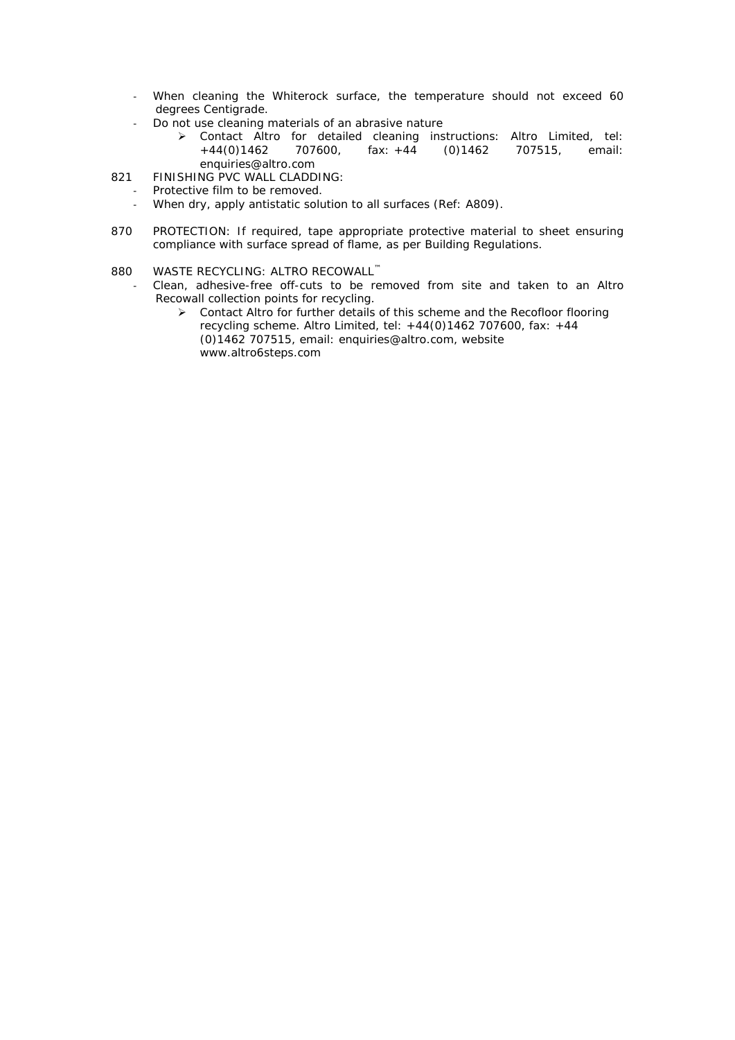- When cleaning the Whiterock surface, the temperature should not exceed 60 degrees Centigrade.
- Do not use cleaning materials of an abrasive nature
    - ➢ Contact Altro for detailed cleaning instructions: Altro Limited, tel: +44(0)1462 707600, fax: +44 (0)1462 707515, email: enquiries@altro.com

821 FINISHING PVC WALL CLADDING:

- Protective film to be removed.
- When dry, apply antistatic solution to all surfaces (Ref: A809).

870 PROTECTION: If required, tape appropriate protective material to sheet ensuring compliance with surface spread of flame, as per Building Regulations.

880 WASTE RECYCLING: ALTRO RECOWALL™

- Clean, adhesive-free off-cuts to be removed from site and taken to an Altro Recowall collection points for recycling.
    - ➢ Contact Altro for further details of this scheme and the Recofloor flooring recycling scheme. Altro Limited, tel: +44(0)1462 707600, fax: +44 (0)1462 707515, email: enquiries@altro.com, website www.altro6steps.com